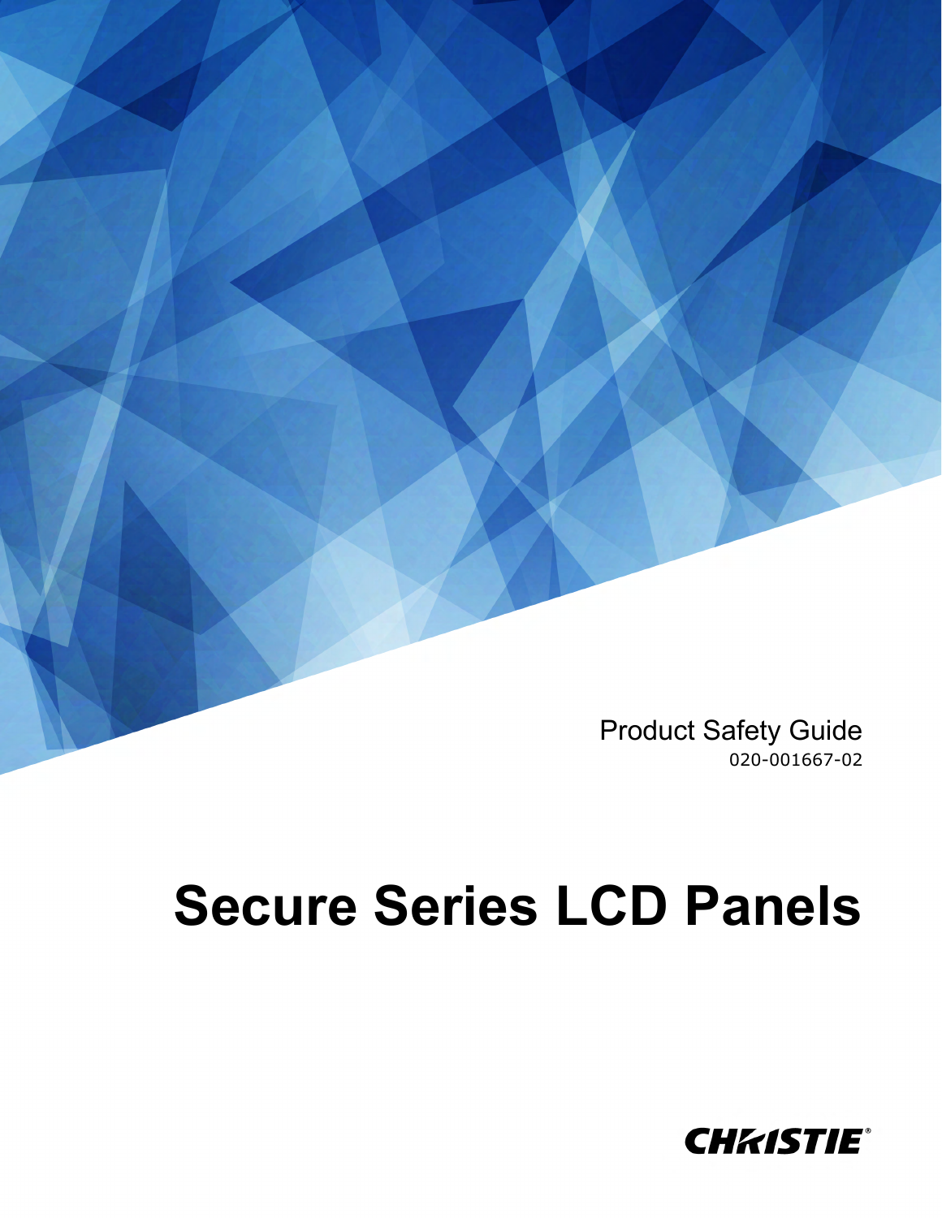Product Safety Guide

020-001667-02

# Secure Series LCD Panels

CHRISTIE®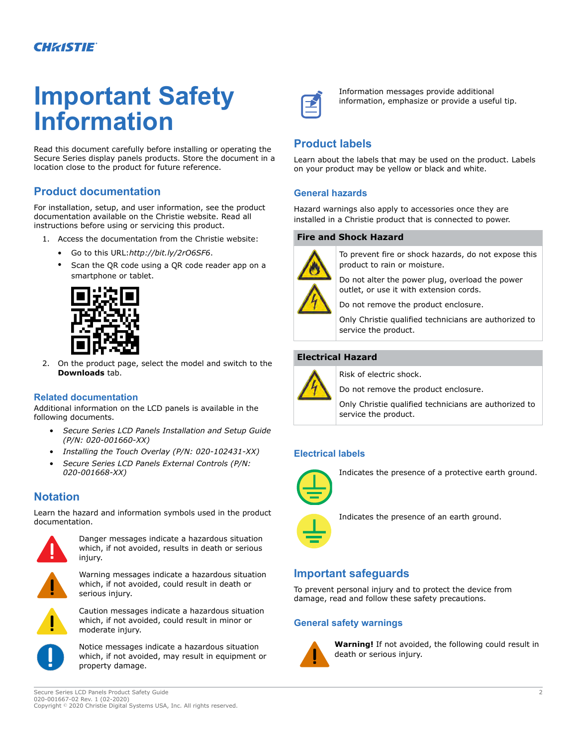# Important Safety Information

Read this document carefully before installing or operating the Secure Series display panels products. Store the document in a location close to the product for future reference.

## Product documentation

For installation, setup, and user information, see the product documentation available on the Christie website. Read all instructions before using or servicing this product.

1. Access the documentation from the Christie website:
   - Go to this URL:*http://bit.ly/2rO6SF6*.
   - Scan the QR code using a QR code reader app on a smartphone or tablet.
2. On the product page, select the model and switch to the **Downloads** tab.

### Related documentation

Additional information on the LCD panels is available in the following documents.

- *Secure Series LCD Panels Installation and Setup Guide (P/N: 020-001660-XX)*
- *Installing the Touch Overlay (P/N: 020-102431-XX)*
- *Secure Series LCD Panels External Controls (P/N: 020-001668-XX)*

## Notation

Learn the hazard and information symbols used in the product documentation.

Danger messages indicate a hazardous situation which, if not avoided, results in death or serious injury.

Warning messages indicate a hazardous situation which, if not avoided, could result in death or serious injury.

Caution messages indicate a hazardous situation which, if not avoided, could result in minor or moderate injury.

Notice messages indicate a hazardous situation which, if not avoided, may result in equipment or property damage.

Information messages provide additional information, emphasize or provide a useful tip.

## Product labels

Learn about the labels that may be used on the product. Labels on your product may be yellow or black and white.

### General hazards

Hazard warnings also apply to accessories once they are installed in a Christie product that is connected to power.

| Fire and Shock Hazard |
| --- |
| To prevent fire or shock hazards, do not expose this product to rain or moisture. |
| Do not alter the power plug, overload the power outlet, or use it with extension cords. |
| Do not remove the product enclosure. |
| Only Christie qualified technicians are authorized to service the product. |

| Electrical Hazard |
| --- |
| Risk of electric shock. |
| Do not remove the product enclosure. |
| Only Christie qualified technicians are authorized to service the product. |

### Electrical labels

Indicates the presence of a protective earth ground.

Indicates the presence of an earth ground.

## Important safeguards

To prevent personal injury and to protect the device from damage, read and follow these safety precautions.

### General safety warnings

**Warning!** If not avoided, the following could result in death or serious injury.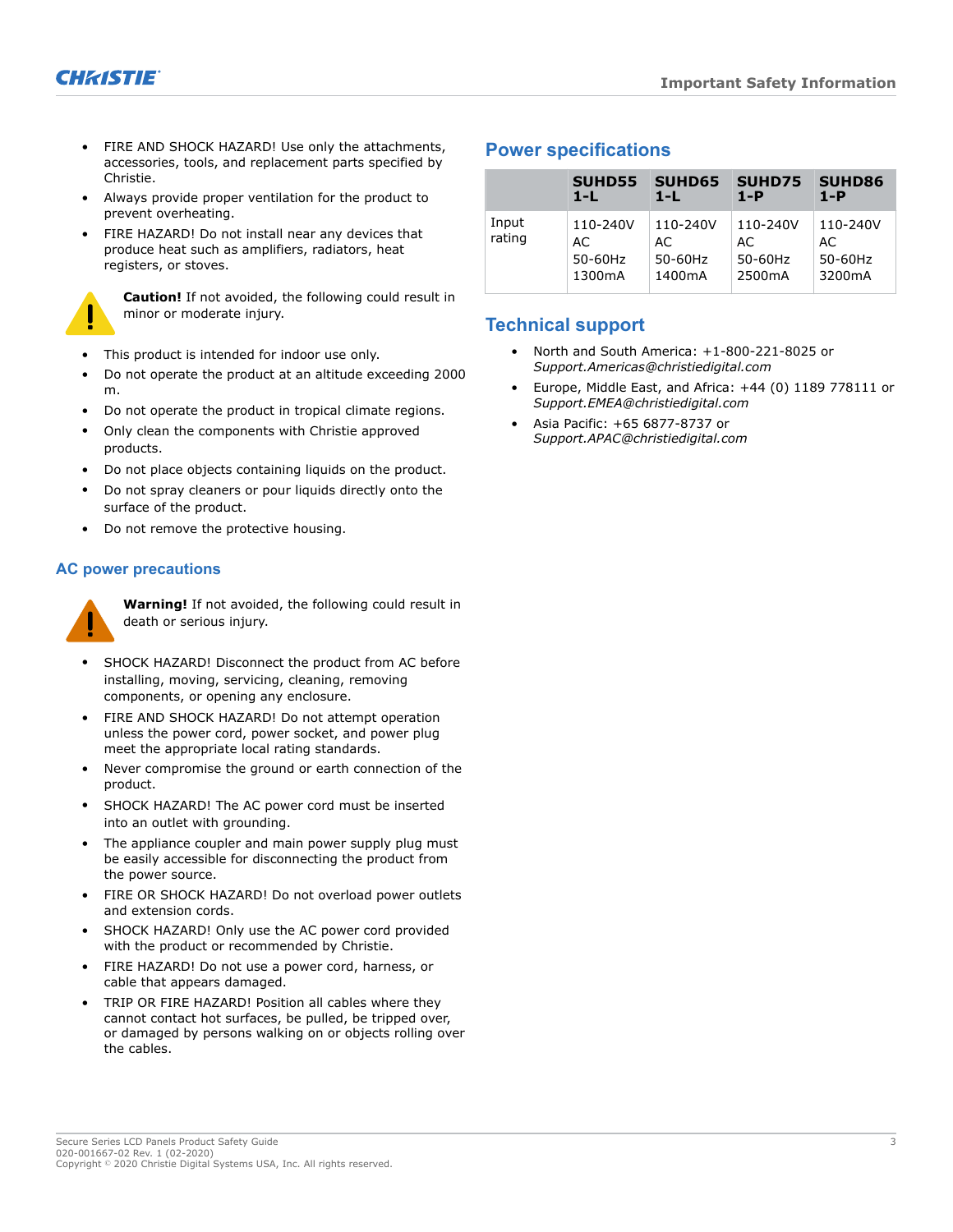- FIRE AND SHOCK HAZARD! Use only the attachments, accessories, tools, and replacement parts specified by Christie.
- Always provide proper ventilation for the product to prevent overheating.
- FIRE HAZARD! Do not install near any devices that produce heat such as amplifiers, radiators, heat registers, or stoves.

**Caution!** If not avoided, the following could result in minor or moderate injury.

- This product is intended for indoor use only.
- Do not operate the product at an altitude exceeding 2000 m.
- Do not operate the product in tropical climate regions.
- Only clean the components with Christie approved products.
- Do not place objects containing liquids on the product.
- Do not spray cleaners or pour liquids directly onto the surface of the product.
- Do not remove the protective housing.

### AC power precautions

**Warning!** If not avoided, the following could result in death or serious injury.

- SHOCK HAZARD! Disconnect the product from AC before installing, moving, servicing, cleaning, removing components, or opening any enclosure.
- FIRE AND SHOCK HAZARD! Do not attempt operation unless the power cord, power socket, and power plug meet the appropriate local rating standards.
- Never compromise the ground or earth connection of the product.
- SHOCK HAZARD! The AC power cord must be inserted into an outlet with grounding.
- The appliance coupler and main power supply plug must be easily accessible for disconnecting the product from the power source.
- FIRE OR SHOCK HAZARD! Do not overload power outlets and extension cords.
- SHOCK HAZARD! Only use the AC power cord provided with the product or recommended by Christie.
- FIRE HAZARD! Do not use a power cord, harness, or cable that appears damaged.
- TRIP OR FIRE HAZARD! Position all cables where they cannot contact hot surfaces, be pulled, be tripped over, or damaged by persons walking on or objects rolling over the cables.

## Power specifications

| | SUHD55 1-L | SUHD65 1-L | SUHD75 1-P | SUHD86 1-P |
|---|---|---|---|---|
| Input rating | 110-240V AC 50-60Hz 1300mA | 110-240V AC 50-60Hz 1400mA | 110-240V AC 50-60Hz 2500mA | 110-240V AC 50-60Hz 3200mA |

## Technical support

- North and South America: +1-800-221-8025 or *Support.Americas@christiedigital.com*
- Europe, Middle East, and Africa: +44 (0) 1189 778111 or *Support.EMEA@christiedigital.com*
- Asia Pacific: +65 6877-8737 or *Support.APAC@christiedigital.com*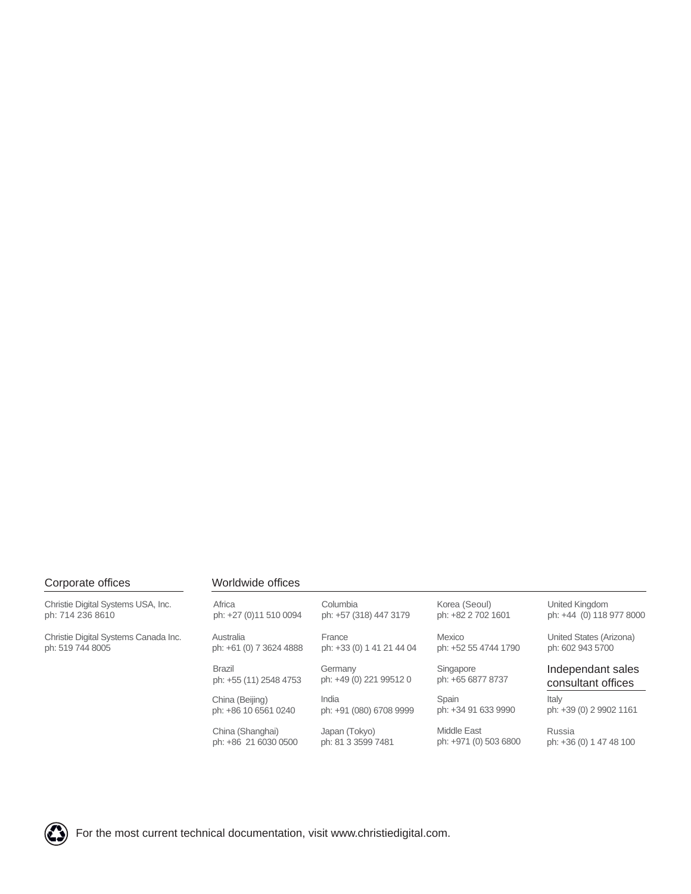## Corporate offices

Christie Digital Systems USA, Inc.
ph: 714 236 8610

Christie Digital Systems Canada Inc.
ph: 519 744 8005

## Worldwide offices

Africa
ph: +27 (0)11 510 0094

Australia
ph: +61 (0) 7 3624 4888

Brazil
ph: +55 (11) 2548 4753

China (Beijing)
ph: +86 10 6561 0240

China (Shanghai)
ph: +86 21 6030 0500

Columbia
ph: +57 (318) 447 3179

France
ph: +33 (0) 1 41 21 44 04

Germany
ph: +49 (0) 221 99512 0

India
ph: +91 (080) 6708 9999

Japan (Tokyo)
ph: 81 3 3599 7481

Korea (Seoul)
ph: +82 2 702 1601

Mexico
ph: +52 55 4744 1790

Singapore
ph: +65 6877 8737

Spain
ph: +34 91 633 9990

Middle East
ph: +971 (0) 503 6800

United Kingdom
ph: +44 (0) 118 977 8000

United States (Arizona)
ph: 602 943 5700

## Independant sales consultant offices

Italy
ph: +39 (0) 2 9902 1161

Russia
ph: +36 (0) 1 47 48 100

For the most current technical documentation, visit www.christiedigital.com.